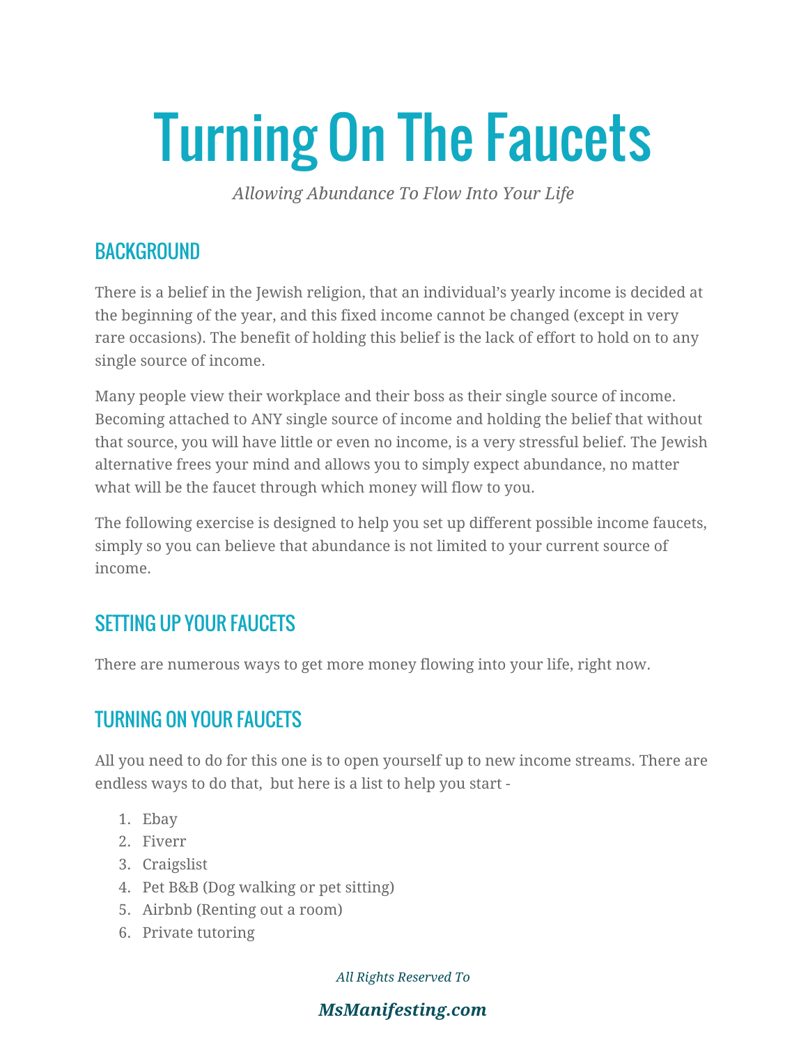# Turning On The Faucets

*Allowing Abundance To Flow Into Your Life*

## BACKGROUND

There is a belief in the Jewish religion, that an individual's yearly income is decided at the beginning of the year, and this fixed income cannot be changed (except in very rare occasions). The benefit of holding this belief is the lack of effort to hold on to any single source of income.

Many people view their workplace and their boss as their single source of income. Becoming attached to ANY single source of income and holding the belief that without that source, you will have little or even no income, is a very stressful belief. The Jewish alternative frees your mind and allows you to simply expect abundance, no matter what will be the faucet through which money will flow to you.

The following exercise is designed to help you set up different possible income faucets, simply so you can believe that abundance is not limited to your current source of income.

## SETTING UP YOUR FAUCETS

There are numerous ways to get more money flowing into your life, right now.

## TURNING ON YOUR FAUCETS

All you need to do for this one is to open yourself up to new income streams. There are endless ways to do that, but here is a list to help you start -

1. Ebay
2. Fiverr
3. Craigslist
4. Pet B&B (Dog walking or pet sitting)
5. Airbnb (Renting out a room)
6. Private tutoring

*All Rights Reserved To*

***MsManifesting.com***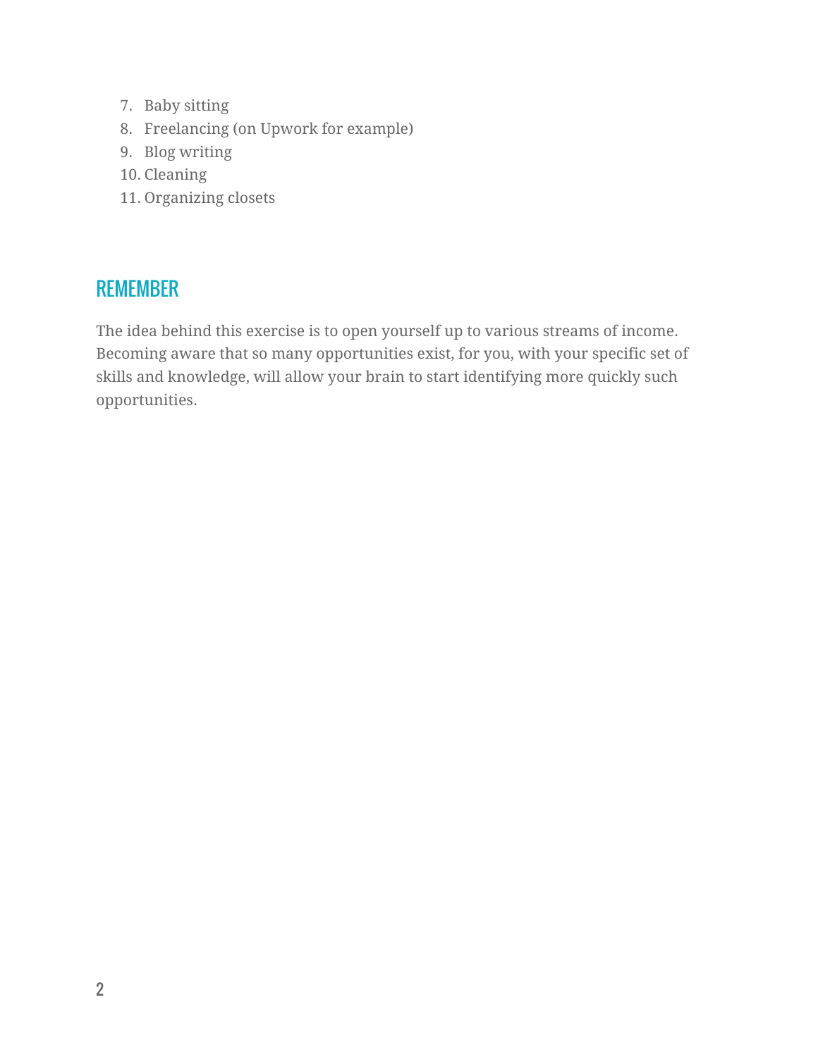7. Baby sitting
8. Freelancing (on Upwork for example)
9. Blog writing
10. Cleaning
11. Organizing closets

## REMEMBER

The idea behind this exercise is to open yourself up to various streams of income. Becoming aware that so many opportunities exist, for you, with your specific set of skills and knowledge, will allow your brain to start identifying more quickly such opportunities.